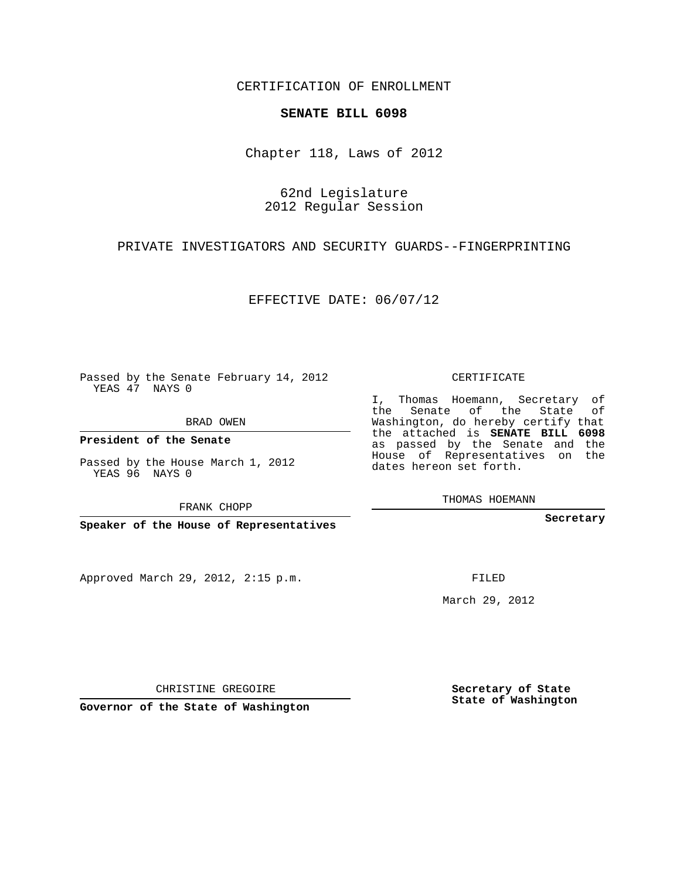CERTIFICATION OF ENROLLMENT

**SENATE BILL 6098**

Chapter 118, Laws of 2012

62nd Legislature
2012 Regular Session

PRIVATE INVESTIGATORS AND SECURITY GUARDS--FINGERPRINTING

EFFECTIVE DATE: 06/07/12

Passed by the Senate February 14, 2012
YEAS 47 NAYS 0

BRAD OWEN

**President of the Senate**

Passed by the House March 1, 2012
YEAS 96 NAYS 0

FRANK CHOPP

**Speaker of the House of Representatives**

Approved March 29, 2012, 2:15 p.m.

CHRISTINE GREGOIRE

**Governor of the State of Washington**

CERTIFICATE

I, Thomas Hoemann, Secretary of the Senate of the State of Washington, do hereby certify that the attached is **SENATE BILL 6098** as passed by the Senate and the House of Representatives on the dates hereon set forth.

THOMAS HOEMANN

**Secretary**

FILED

March 29, 2012

**Secretary of State**
**State of Washington**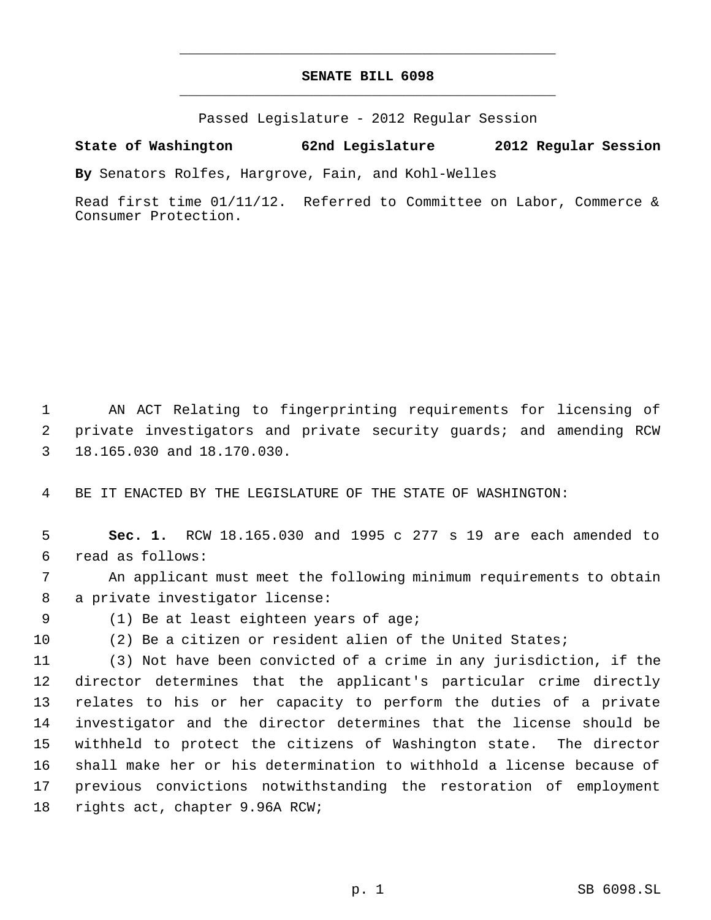# SENATE BILL 6098

Passed Legislature - 2012 Regular Session

**State of Washington 62nd Legislature 2012 Regular Session**

**By** Senators Rolfes, Hargrove, Fain, and Kohl-Welles

Read first time 01/11/12. Referred to Committee on Labor, Commerce & Consumer Protection.

AN ACT Relating to fingerprinting requirements for licensing of private investigators and private security guards; and amending RCW 18.165.030 and 18.170.030.

BE IT ENACTED BY THE LEGISLATURE OF THE STATE OF WASHINGTON:

**Sec. 1.** RCW 18.165.030 and 1995 c 277 s 19 are each amended to read as follows:

An applicant must meet the following minimum requirements to obtain a private investigator license:

(1) Be at least eighteen years of age;

(2) Be a citizen or resident alien of the United States;

(3) Not have been convicted of a crime in any jurisdiction, if the director determines that the applicant's particular crime directly relates to his or her capacity to perform the duties of a private investigator and the director determines that the license should be withheld to protect the citizens of Washington state. The director shall make her or his determination to withhold a license because of previous convictions notwithstanding the restoration of employment rights act, chapter 9.96A RCW;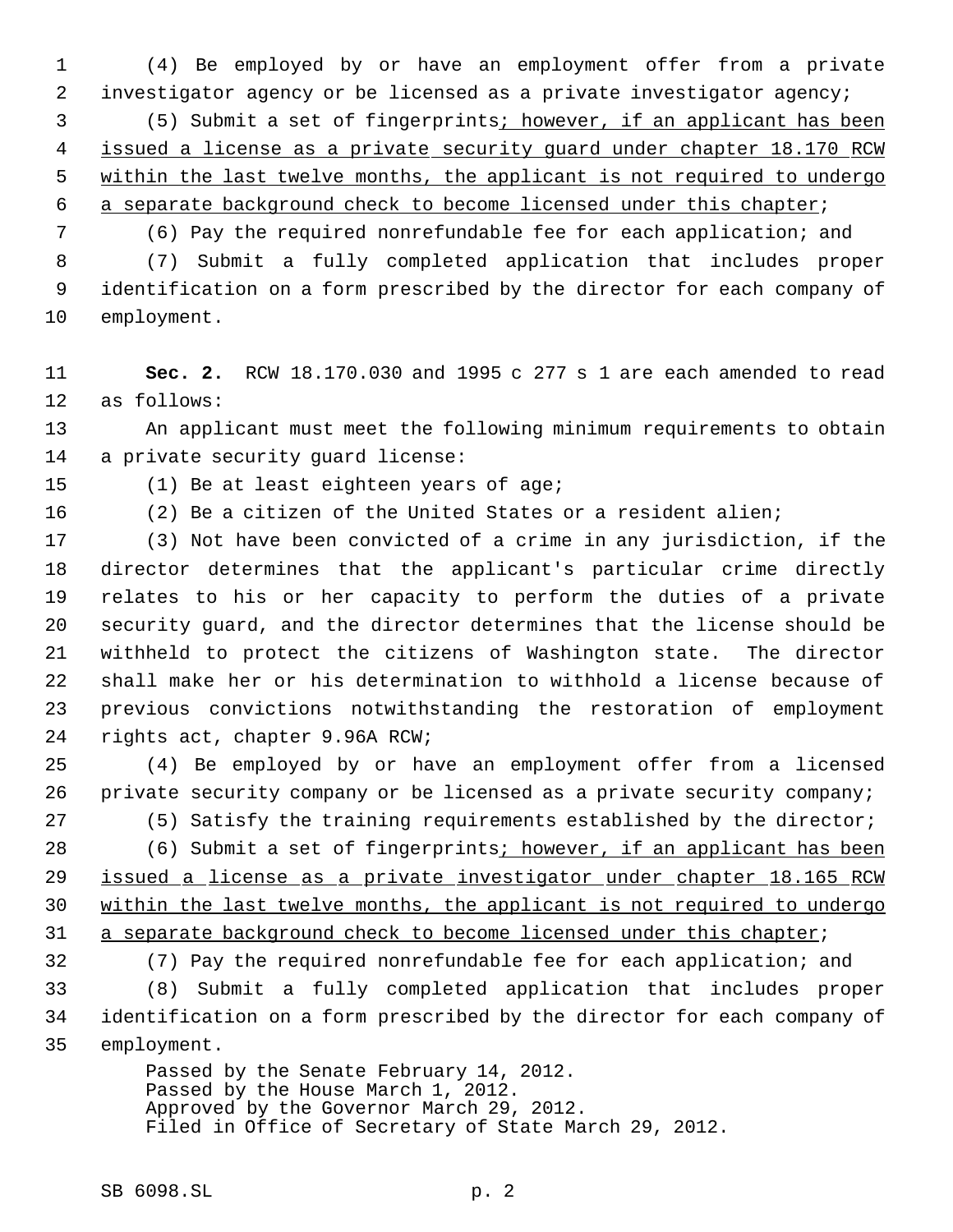(4) Be employed by or have an employment offer from a private investigator agency or be licensed as a private investigator agency;

(5) Submit a set of fingerprints; however, if an applicant has been issued a license as a private security guard under chapter 18.170 RCW within the last twelve months, the applicant is not required to undergo a separate background check to become licensed under this chapter;

(6) Pay the required nonrefundable fee for each application; and

(7) Submit a fully completed application that includes proper identification on a form prescribed by the director for each company of employment.

**Sec. 2.** RCW 18.170.030 and 1995 c 277 s 1 are each amended to read as follows:

An applicant must meet the following minimum requirements to obtain a private security guard license:

(1) Be at least eighteen years of age;

(2) Be a citizen of the United States or a resident alien;

(3) Not have been convicted of a crime in any jurisdiction, if the director determines that the applicant's particular crime directly relates to his or her capacity to perform the duties of a private security guard, and the director determines that the license should be withheld to protect the citizens of Washington state. The director shall make her or his determination to withhold a license because of previous convictions notwithstanding the restoration of employment rights act, chapter 9.96A RCW;

(4) Be employed by or have an employment offer from a licensed private security company or be licensed as a private security company;

(5) Satisfy the training requirements established by the director;

(6) Submit a set of fingerprints; however, if an applicant has been issued a license as a private investigator under chapter 18.165 RCW within the last twelve months, the applicant is not required to undergo a separate background check to become licensed under this chapter;

(7) Pay the required nonrefundable fee for each application; and

(8) Submit a fully completed application that includes proper identification on a form prescribed by the director for each company of employment.

Passed by the Senate February 14, 2012.
Passed by the House March 1, 2012.
Approved by the Governor March 29, 2012.
Filed in Office of Secretary of State March 29, 2012.